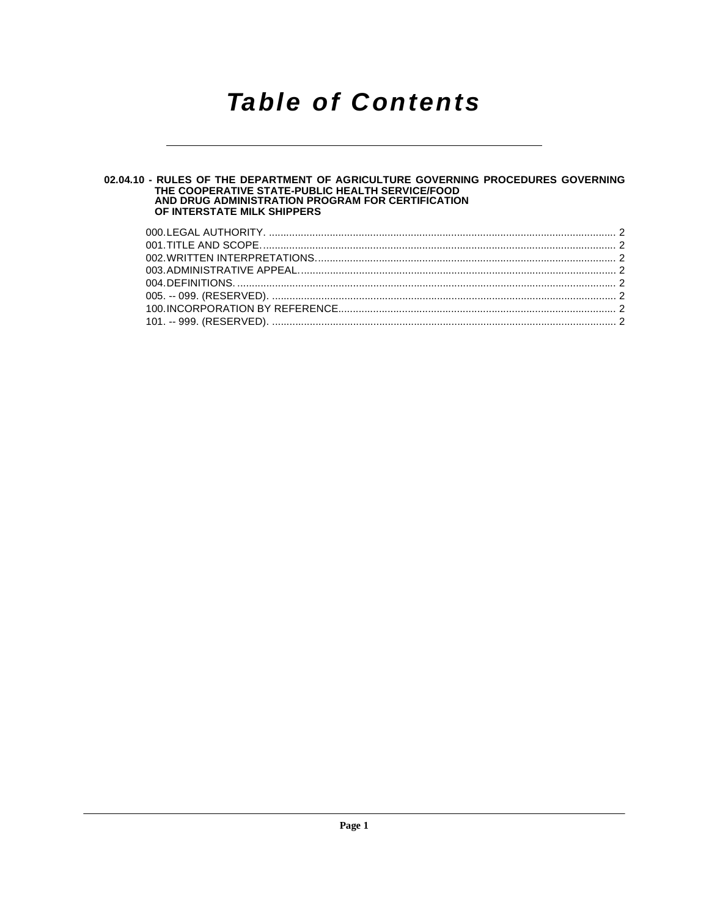# Table of Contents

**02.04.10 - RULES OF THE DEPARTMENT OF AGRICULTURE GOVERNING PROCEDURES GOVERNING THE COOPERATIVE STATE-PUBLIC HEALTH SERVICE/FOOD AND DRUG ADMINISTRATION PROGRAM FOR CERTIFICATION OF INTERSTATE MILK SHIPPERS**

000. LEGAL AUTHORITY. ........................................................................................................................ 2
001. TITLE AND SCOPE. ......................................................................................................................... 2
002. WRITTEN INTERPRETATIONS. ....................................................................................................... 2
003. ADMINISTRATIVE APPEAL. ............................................................................................................. 2
004. DEFINITIONS. .................................................................................................................................. 2
005. -- 099. (RESERVED). ....................................................................................................................... 2
100. INCORPORATION BY REFERENCE. ............................................................................................... 2
101. -- 999. (RESERVED). ....................................................................................................................... 2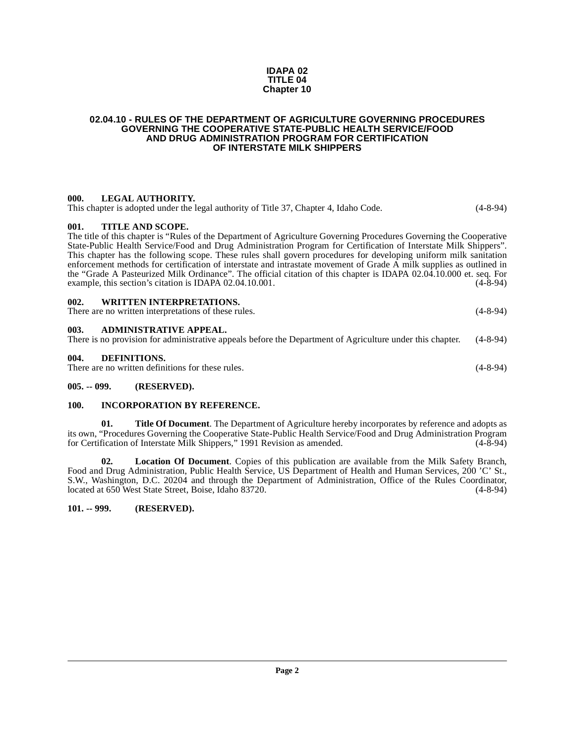**IDAPA 02**
**TITLE 04**
**Chapter 10**

# 02.04.10 - RULES OF THE DEPARTMENT OF AGRICULTURE GOVERNING PROCEDURES GOVERNING THE COOPERATIVE STATE-PUBLIC HEALTH SERVICE/FOOD AND DRUG ADMINISTRATION PROGRAM FOR CERTIFICATION OF INTERSTATE MILK SHIPPERS

**000. LEGAL AUTHORITY.**
This chapter is adopted under the legal authority of Title 37, Chapter 4, Idaho Code. (4-8-94)

**001. TITLE AND SCOPE.**
The title of this chapter is "Rules of the Department of Agriculture Governing Procedures Governing the Cooperative State-Public Health Service/Food and Drug Administration Program for Certification of Interstate Milk Shippers". This chapter has the following scope. These rules shall govern procedures for developing uniform milk sanitation enforcement methods for certification of interstate and intrastate movement of Grade A milk supplies as outlined in the "Grade A Pasteurized Milk Ordinance". The official citation of this chapter is IDAPA 02.04.10.000 et. seq. For example, this section's citation is IDAPA 02.04.10.001. (4-8-94)

**002. WRITTEN INTERPRETATIONS.**
There are no written interpretations of these rules. (4-8-94)

**003. ADMINISTRATIVE APPEAL.**
There is no provision for administrative appeals before the Department of Agriculture under this chapter. (4-8-94)

**004. DEFINITIONS.**
There are no written definitions for these rules. (4-8-94)

**005. -- 099. (RESERVED).**

**100. INCORPORATION BY REFERENCE.**

**01. Title Of Document**. The Department of Agriculture hereby incorporates by reference and adopts as its own, "Procedures Governing the Cooperative State-Public Health Service/Food and Drug Administration Program for Certification of Interstate Milk Shippers," 1991 Revision as amended. (4-8-94)

**02. Location Of Document**. Copies of this publication are available from the Milk Safety Branch, Food and Drug Administration, Public Health Service, US Department of Health and Human Services, 200 'C' St., S.W., Washington, D.C. 20204 and through the Department of Administration, Office of the Rules Coordinator, located at 650 West State Street, Boise, Idaho 83720. (4-8-94)

**101. -- 999. (RESERVED).**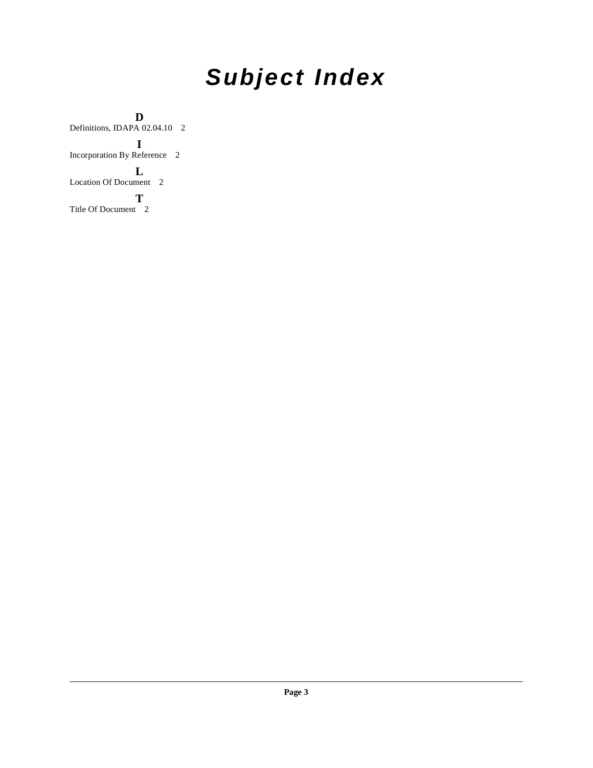# *Subject Index*

**D**

Definitions, IDAPA 02.04.10 2

**I**

Incorporation By Reference 2

**L**

Location Of Document 2

**T**

Title Of Document 2